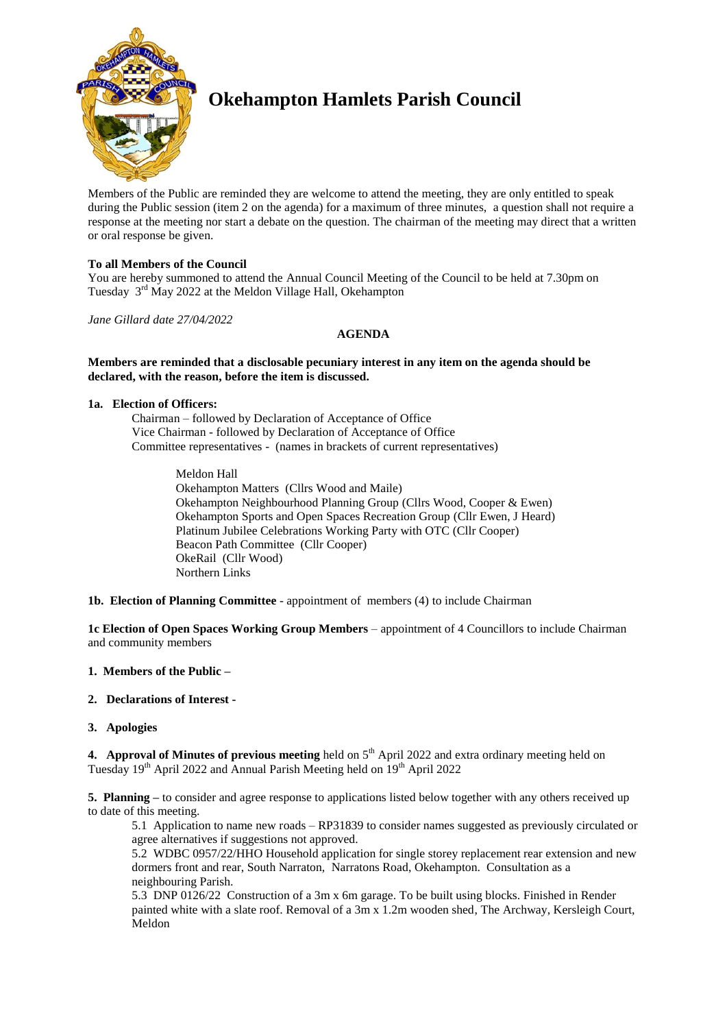# Okehampton Hamlets Parish Council

Members of the Public are reminded they are welcome to attend the meeting, they are only entitled to speak during the Public session (item 2 on the agenda) for a maximum of three minutes, a question shall not require a response at the meeting nor start a debate on the question. The chairman of the meeting may direct that a written or oral response be given.

**To all Members of the Council**
You are hereby summoned to attend the Annual Council Meeting of the Council to be held at 7.30pm on Tuesday 3rd May 2022 at the Meldon Village Hall, Okehampton

*Jane Gillard date 27/04/2022*

**AGENDA**

**Members are reminded that a disclosable pecuniary interest in any item on the agenda should be declared, with the reason, before the item is discussed.**

**1a. Election of Officers:**

Chairman – followed by Declaration of Acceptance of Office
Vice Chairman - followed by Declaration of Acceptance of Office
Committee representatives - (names in brackets of current representatives)

Meldon Hall
Okehampton Matters (Cllrs Wood and Maile)
Okehampton Neighbourhood Planning Group (Cllrs Wood, Cooper & Ewen)
Okehampton Sports and Open Spaces Recreation Group (Cllr Ewen, J Heard)
Platinum Jubilee Celebrations Working Party with OTC (Cllr Cooper)
Beacon Path Committee (Cllr Cooper)
OkeRail (Cllr Wood)
Northern Links

**1b. Election of Planning Committee** - appointment of members (4) to include Chairman

**1c Election of Open Spaces Working Group Members** – appointment of 4 Councillors to include Chairman and community members

**1. Members of the Public –**

**2. Declarations of Interest -**

**3. Apologies**

**4. Approval of Minutes of previous meeting** held on 5th April 2022 and extra ordinary meeting held on Tuesday 19th April 2022 and Annual Parish Meeting held on 19th April 2022

**5. Planning –** to consider and agree response to applications listed below together with any others received up to date of this meeting.

5.1 Application to name new roads – RP31839 to consider names suggested as previously circulated or agree alternatives if suggestions not approved.

5.2 WDBC 0957/22/HHO Household application for single storey replacement rear extension and new dormers front and rear, South Narraton, Narratons Road, Okehampton. Consultation as a neighbouring Parish.

5.3 DNP 0126/22 Construction of a 3m x 6m garage. To be built using blocks. Finished in Render painted white with a slate roof. Removal of a 3m x 1.2m wooden shed, The Archway, Kersleigh Court, Meldon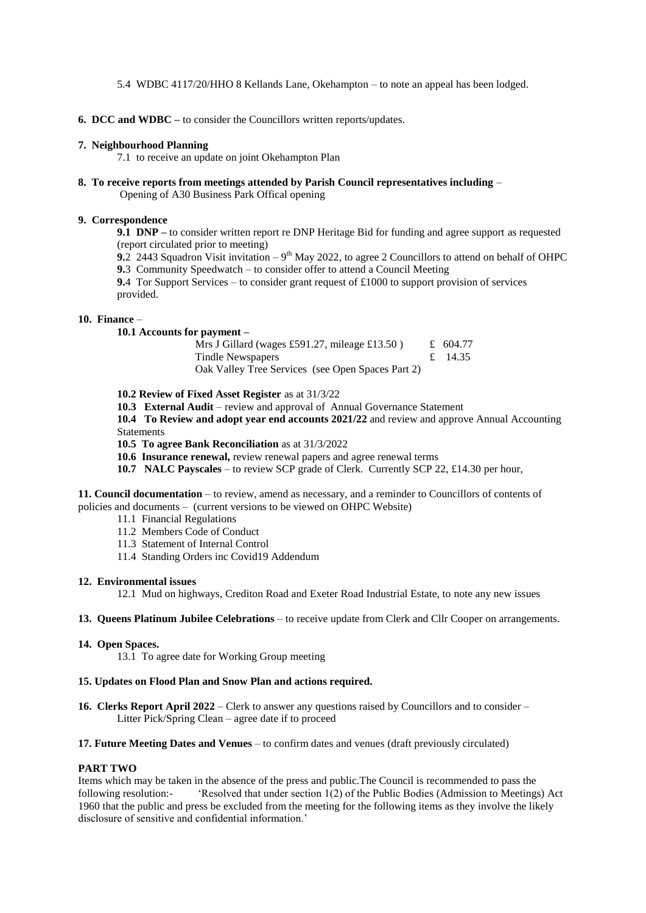5.4 WDBC 4117/20/HHO 8 Kellands Lane, Okehampton – to note an appeal has been lodged.

**6. DCC and WDBC –** to consider the Councillors written reports/updates.

**7. Neighbourhood Planning**

7.1 to receive an update on joint Okehampton Plan

**8. To receive reports from meetings attended by Parish Council representatives including** – Opening of A30 Business Park Offical opening

**9. Correspondence**

**9.1 DNP –** to consider written report re DNP Heritage Bid for funding and agree support as requested (report circulated prior to meeting)

**9.**2 2443 Squadron Visit invitation – 9th May 2022, to agree 2 Councillors to attend on behalf of OHPC

**9.**3 Community Speedwatch – to consider offer to attend a Council Meeting

**9.**4 Tor Support Services – to consider grant request of £1000 to support provision of services provided.

**10. Finance** –

**10.1 Accounts for payment –**

| | |
|---|---|
| Mrs J Gillard (wages £591.27, mileage £13.50 ) | £ 604.77 |
| Tindle Newspapers | £ 14.35 |
| Oak Valley Tree Services (see Open Spaces Part 2) | |

**10.2 Review of Fixed Asset Register** as at 31/3/22

**10.3 External Audit** – review and approval of Annual Governance Statement

**10.4 To Review and adopt year end accounts 2021/22** and review and approve Annual Accounting Statements

**10.5 To agree Bank Reconciliation** as at 31/3/2022

**10.6 Insurance renewal,** review renewal papers and agree renewal terms

**10.7 NALC Payscales** – to review SCP grade of Clerk. Currently SCP 22, £14.30 per hour,

**11. Council documentation** – to review, amend as necessary, and a reminder to Councillors of contents of policies and documents – (current versions to be viewed on OHPC Website)

11.1 Financial Regulations
11.2 Members Code of Conduct
11.3 Statement of Internal Control
11.4 Standing Orders inc Covid19 Addendum

**12. Environmental issues**

12.1 Mud on highways, Crediton Road and Exeter Road Industrial Estate, to note any new issues

**13. Queens Platinum Jubilee Celebrations** – to receive update from Clerk and Cllr Cooper on arrangements.

**14. Open Spaces.**

13.1 To agree date for Working Group meeting

**15. Updates on Flood Plan and Snow Plan and actions required.**

**16. Clerks Report April 2022** – Clerk to answer any questions raised by Councillors and to consider – Litter Pick/Spring Clean – agree date if to proceed

**17. Future Meeting Dates and Venues** – to confirm dates and venues (draft previously circulated)

**PART TWO**

Items which may be taken in the absence of the press and public.The Council is recommended to pass the following resolution:- 'Resolved that under section 1(2) of the Public Bodies (Admission to Meetings) Act 1960 that the public and press be excluded from the meeting for the following items as they involve the likely disclosure of sensitive and confidential information.'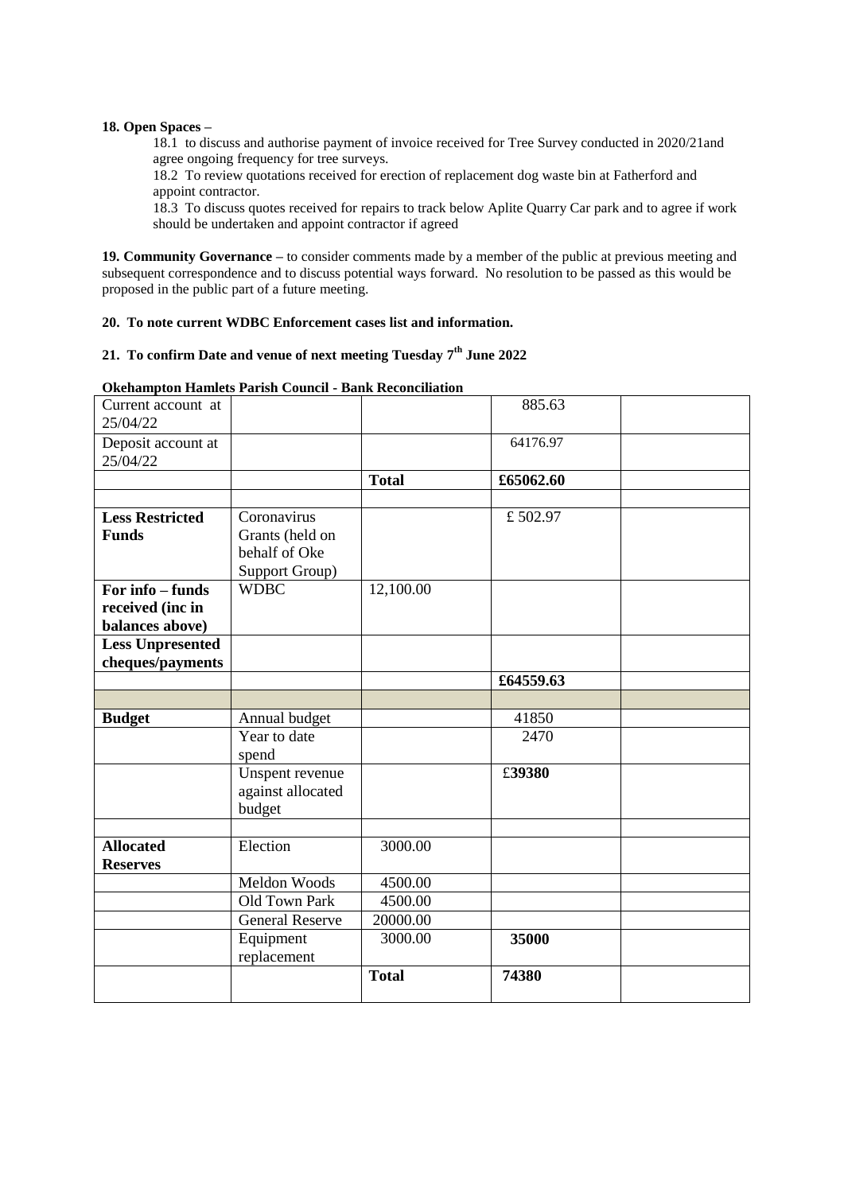**18. Open Spaces –**

18.1 to discuss and authorise payment of invoice received for Tree Survey conducted in 2020/21and agree ongoing frequency for tree surveys.

18.2 To review quotations received for erection of replacement dog waste bin at Fatherford and appoint contractor.

18.3 To discuss quotes received for repairs to track below Aplite Quarry Car park and to agree if work should be undertaken and appoint contractor if agreed

**19. Community Governance –** to consider comments made by a member of the public at previous meeting and subsequent correspondence and to discuss potential ways forward. No resolution to be passed as this would be proposed in the public part of a future meeting.

**20. To note current WDBC Enforcement cases list and information.**

**21. To confirm Date and venue of next meeting Tuesday 7th June 2022**

**Okehampton Hamlets Parish Council - Bank Reconciliation**

| | | | | |
|---|---|---|---|---|
| Current account at 25/04/22 | | | 885.63 | |
| Deposit account at 25/04/22 | | | 64176.97 | |
| | | **Total** | **£65062.60** | |
| | | | | |
| **Less Restricted Funds** | Coronavirus Grants (held on behalf of Oke Support Group) | | £ 502.97 | |
| **For info – funds received (inc in balances above)** | WDBC | 12,100.00 | | |
| **Less Unpresented cheques/payments** | | | | |
| | | | **£64559.63** | |
| | | | | |
| **Budget** | Annual budget | | 41850 | |
| | Year to date spend | | 2470 | |
| | Unspent revenue against allocated budget | | £**39380** | |
| | | | | |
| **Allocated Reserves** | Election | 3000.00 | | |
| | Meldon Woods | 4500.00 | | |
| | Old Town Park | 4500.00 | | |
| | General Reserve | 20000.00 | | |
| | Equipment replacement | 3000.00 | **35000** | |
| | | **Total** | **74380** | |